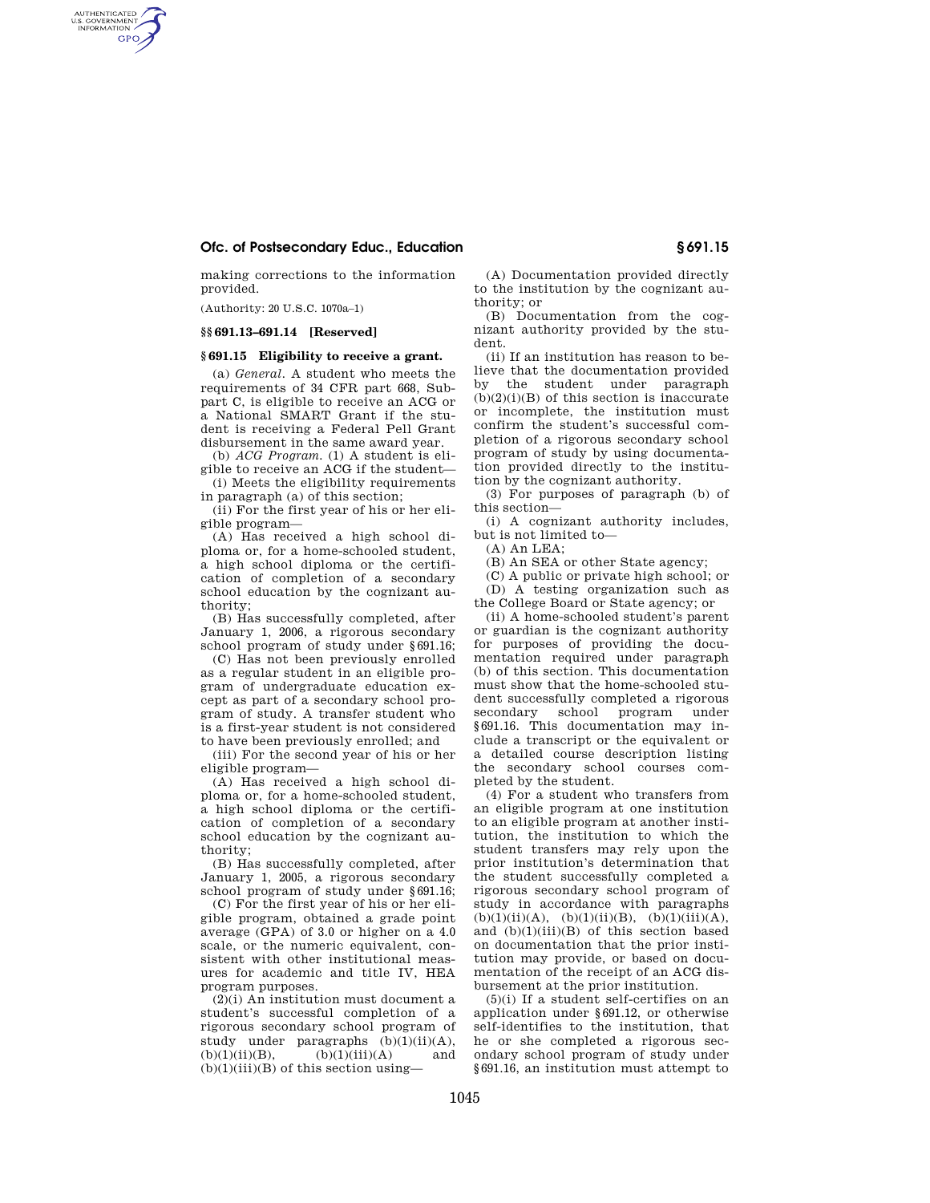making corrections to the information provided.

(Authority: 20 U.S.C. 1070a–1)

### §§ 691.13–691.14 [Reserved]

### § 691.15 Eligibility to receive a grant.

(a) *General.* A student who meets the requirements of 34 CFR part 668, Subpart C, is eligible to receive an ACG or a National SMART Grant if the student is receiving a Federal Pell Grant disbursement in the same award year.

(b) *ACG Program.* (1) A student is eligible to receive an ACG if the student—

(i) Meets the eligibility requirements in paragraph (a) of this section;

(ii) For the first year of his or her eligible program—

(A) Has received a high school diploma or, for a home-schooled student, a high school diploma or the certification of completion of a secondary school education by the cognizant authority;

(B) Has successfully completed, after January 1, 2006, a rigorous secondary school program of study under § 691.16;

(C) Has not been previously enrolled as a regular student in an eligible program of undergraduate education except as part of a secondary school program of study. A transfer student who is a first-year student is not considered to have been previously enrolled; and

(iii) For the second year of his or her eligible program—

(A) Has received a high school diploma or, for a home-schooled student, a high school diploma or the certification of completion of a secondary school education by the cognizant authority;

(B) Has successfully completed, after January 1, 2005, a rigorous secondary school program of study under § 691.16;

(C) For the first year of his or her eligible program, obtained a grade point average (GPA) of 3.0 or higher on a 4.0 scale, or the numeric equivalent, consistent with other institutional measures for academic and title IV, HEA program purposes.

(2)(i) An institution must document a student's successful completion of a rigorous secondary school program of study under paragraphs (b)(1)(ii)(A), (b)(1)(ii)(B), (b)(1)(iii)(A) and (b)(1)(iii)(B) of this section using—

(A) Documentation provided directly to the institution by the cognizant authority; or

(B) Documentation from the cognizant authority provided by the student.

(ii) If an institution has reason to believe that the documentation provided by the student under paragraph (b)(2)(i)(B) of this section is inaccurate or incomplete, the institution must confirm the student's successful completion of a rigorous secondary school program of study by using documentation provided directly to the institution by the cognizant authority.

(3) For purposes of paragraph (b) of this section—

(i) A cognizant authority includes, but is not limited to—

(A) An LEA;

(B) An SEA or other State agency;

(C) A public or private high school; or

(D) A testing organization such as the College Board or State agency; or

(ii) A home-schooled student's parent or guardian is the cognizant authority for purposes of providing the documentation required under paragraph (b) of this section. This documentation must show that the home-schooled student successfully completed a rigorous secondary school program under § 691.16. This documentation may include a transcript or the equivalent or a detailed course description listing the secondary school courses completed by the student.

(4) For a student who transfers from an eligible program at one institution to an eligible program at another institution, the institution to which the student transfers may rely upon the prior institution's determination that the student successfully completed a rigorous secondary school program of study in accordance with paragraphs (b)(1)(ii)(A), (b)(1)(ii)(B), (b)(1)(iii)(A), and (b)(1)(iii)(B) of this section based on documentation that the prior institution may provide, or based on documentation of the receipt of an ACG disbursement at the prior institution.

(5)(i) If a student self-certifies on an application under § 691.12, or otherwise self-identifies to the institution, that he or she completed a rigorous secondary school program of study under § 691.16, an institution must attempt to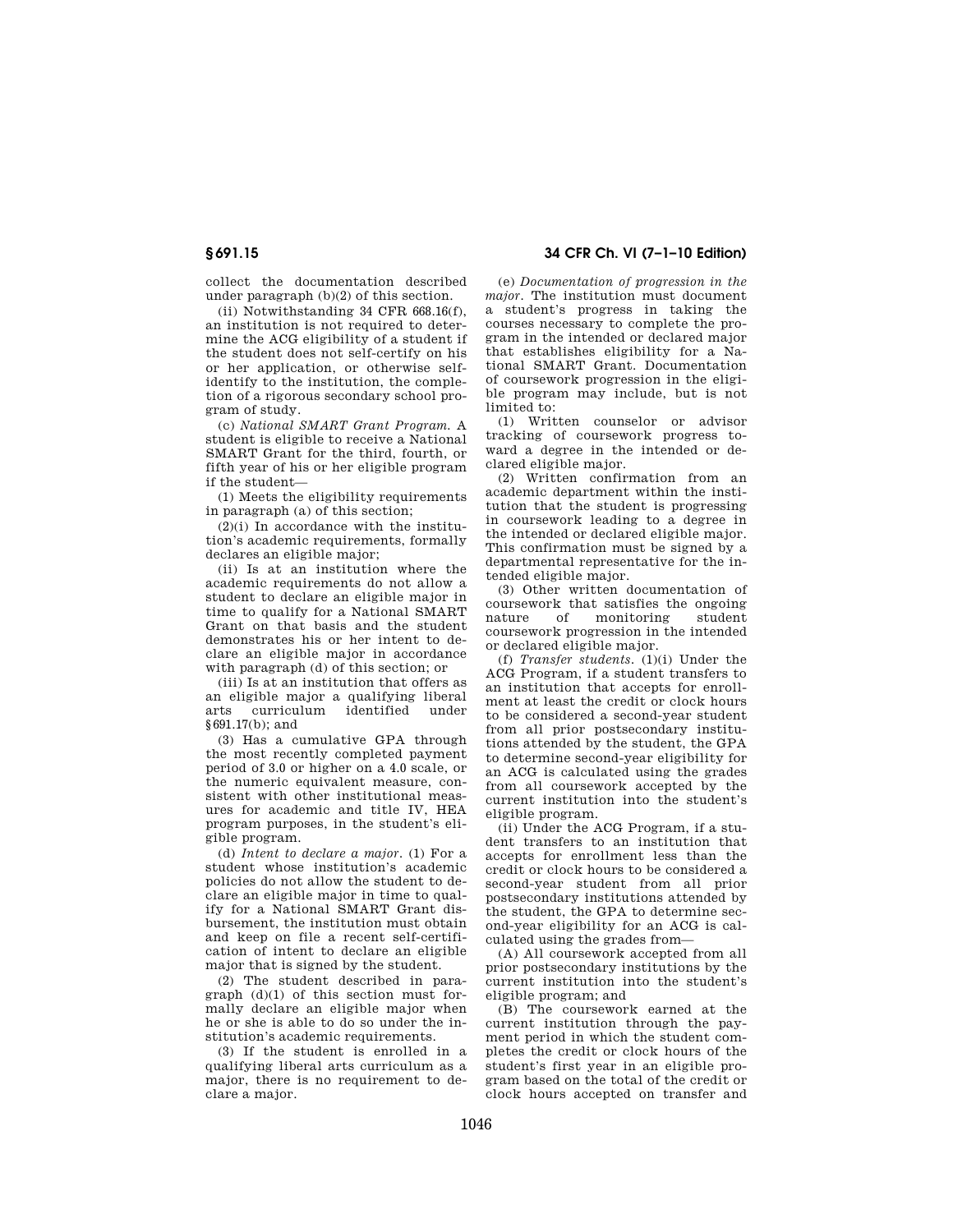collect the documentation described under paragraph (b)(2) of this section.

(ii) Notwithstanding 34 CFR 668.16(f), an institution is not required to determine the ACG eligibility of a student if the student does not self-certify on his or her application, or otherwise self-identify to the institution, the completion of a rigorous secondary school program of study.

(c) *National SMART Grant Program.* A student is eligible to receive a National SMART Grant for the third, fourth, or fifth year of his or her eligible program if the student—

(1) Meets the eligibility requirements in paragraph (a) of this section;

(2)(i) In accordance with the institution's academic requirements, formally declares an eligible major;

(ii) Is at an institution where the academic requirements do not allow a student to declare an eligible major in time to qualify for a National SMART Grant on that basis and the student demonstrates his or her intent to declare an eligible major in accordance with paragraph (d) of this section; or

(iii) Is at an institution that offers as an eligible major a qualifying liberal arts curriculum identified under §691.17(b); and

(3) Has a cumulative GPA through the most recently completed payment period of 3.0 or higher on a 4.0 scale, or the numeric equivalent measure, consistent with other institutional measures for academic and title IV, HEA program purposes, in the student's eligible program.

(d) *Intent to declare a major.* (1) For a student whose institution's academic policies do not allow the student to declare an eligible major in time to qualify for a National SMART Grant disbursement, the institution must obtain and keep on file a recent self-certification of intent to declare an eligible major that is signed by the student.

(2) The student described in paragraph (d)(1) of this section must formally declare an eligible major when he or she is able to do so under the institution's academic requirements.

(3) If the student is enrolled in a qualifying liberal arts curriculum as a major, there is no requirement to declare a major.

(e) *Documentation of progression in the major.* The institution must document a student's progress in taking the courses necessary to complete the program in the intended or declared major that establishes eligibility for a National SMART Grant. Documentation of coursework progression in the eligible program may include, but is not limited to:

(1) Written counselor or advisor tracking of coursework progress toward a degree in the intended or declared eligible major.

(2) Written confirmation from an academic department within the institution that the student is progressing in coursework leading to a degree in the intended or declared eligible major. This confirmation must be signed by a departmental representative for the intended eligible major.

(3) Other written documentation of coursework that satisfies the ongoing nature of monitoring student coursework progression in the intended or declared eligible major.

(f) *Transfer students.* (1)(i) Under the ACG Program, if a student transfers to an institution that accepts for enrollment at least the credit or clock hours to be considered a second-year student from all prior postsecondary institutions attended by the student, the GPA to determine second-year eligibility for an ACG is calculated using the grades from all coursework accepted by the current institution into the student's eligible program.

(ii) Under the ACG Program, if a student transfers to an institution that accepts for enrollment less than the credit or clock hours to be considered a second-year student from all prior postsecondary institutions attended by the student, the GPA to determine second-year eligibility for an ACG is calculated using the grades from—

(A) All coursework accepted from all prior postsecondary institutions by the current institution into the student's eligible program; and

(B) The coursework earned at the current institution through the payment period in which the student completes the credit or clock hours of the student's first year in an eligible program based on the total of the credit or clock hours accepted on transfer and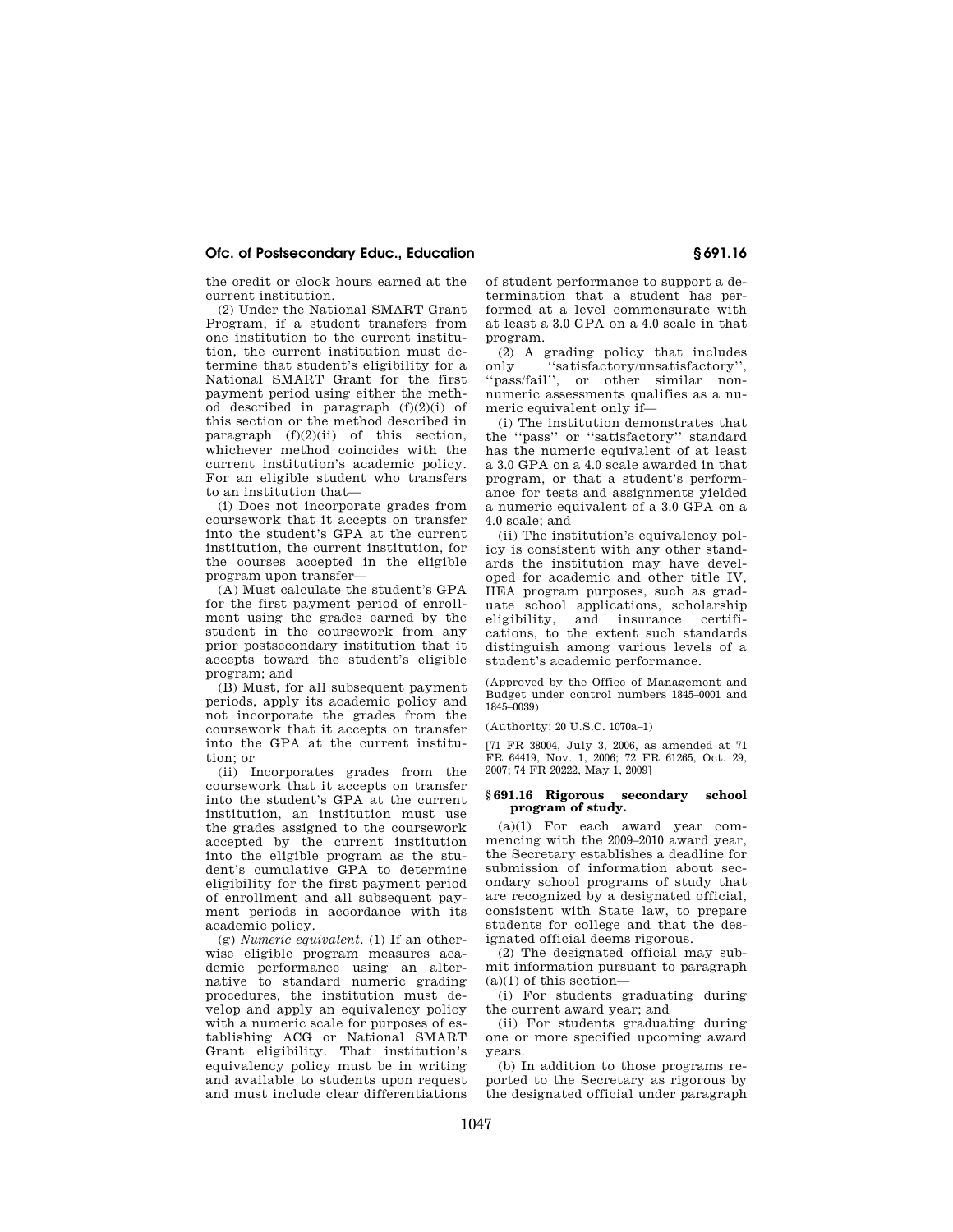the credit or clock hours earned at the current institution.

(2) Under the National SMART Grant Program, if a student transfers from one institution to the current institution, the current institution must determine that student's eligibility for a National SMART Grant for the first payment period using either the method described in paragraph (f)(2)(i) of this section or the method described in paragraph (f)(2)(ii) of this section, whichever method coincides with the current institution's academic policy. For an eligible student who transfers to an institution that—

(i) Does not incorporate grades from coursework that it accepts on transfer into the student's GPA at the current institution, the current institution, for the courses accepted in the eligible program upon transfer—

(A) Must calculate the student's GPA for the first payment period of enrollment using the grades earned by the student in the coursework from any prior postsecondary institution that it accepts toward the student's eligible program; and

(B) Must, for all subsequent payment periods, apply its academic policy and not incorporate the grades from the coursework that it accepts on transfer into the GPA at the current institution; or

(ii) Incorporates grades from the coursework that it accepts on transfer into the student's GPA at the current institution, an institution must use the grades assigned to the coursework accepted by the current institution into the eligible program as the student's cumulative GPA to determine eligibility for the first payment period of enrollment and all subsequent payment periods in accordance with its academic policy.

(g) *Numeric equivalent.* (1) If an otherwise eligible program measures academic performance using an alternative to standard numeric grading procedures, the institution must develop and apply an equivalency policy with a numeric scale for purposes of establishing ACG or National SMART Grant eligibility. That institution's equivalency policy must be in writing and available to students upon request and must include clear differentiations of student performance to support a determination that a student has performed at a level commensurate with at least a 3.0 GPA on a 4.0 scale in that program.

(2) A grading policy that includes only "satisfactory/unsatisfactory", "pass/fail", or other similar non-numeric assessments qualifies as a numeric equivalent only if—

(i) The institution demonstrates that the "pass" or "satisfactory" standard has the numeric equivalent of at least a 3.0 GPA on a 4.0 scale awarded in that program, or that a student's performance for tests and assignments yielded a numeric equivalent of a 3.0 GPA on a 4.0 scale; and

(ii) The institution's equivalency policy is consistent with any other standards the institution may have developed for academic and other title IV, HEA program purposes, such as graduate school applications, scholarship eligibility, and insurance certifications, to the extent such standards distinguish among various levels of a student's academic performance.

(Approved by the Office of Management and Budget under control numbers 1845–0001 and 1845–0039)

(Authority: 20 U.S.C. 1070a–1)

[71 FR 38004, July 3, 2006, as amended at 71 FR 64419, Nov. 1, 2006; 72 FR 61265, Oct. 29, 2007; 74 FR 20222, May 1, 2009]

## § 691.16 Rigorous secondary school program of study.

(a)(1) For each award year commencing with the 2009–2010 award year, the Secretary establishes a deadline for submission of information about secondary school programs of study that are recognized by a designated official, consistent with State law, to prepare students for college and that the designated official deems rigorous.

(2) The designated official may submit information pursuant to paragraph (a)(1) of this section—

(i) For students graduating during the current award year; and

(ii) For students graduating during one or more specified upcoming award years.

(b) In addition to those programs reported to the Secretary as rigorous by the designated official under paragraph